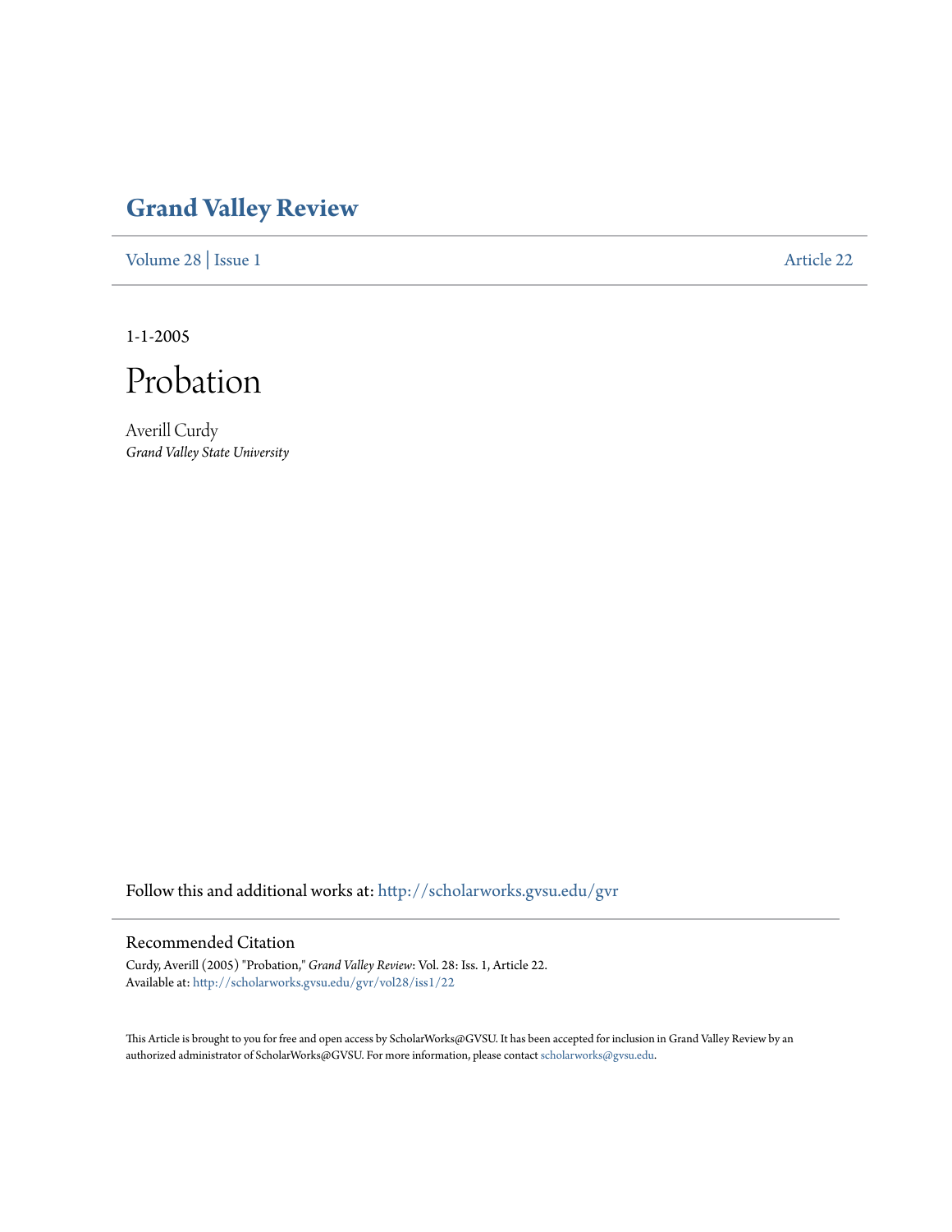# Grand Valley Review

Volume 28 | Issue 1 Article 22

1-1-2005

# Probation

Averill Curdy
*Grand Valley State University*

Follow this and additional works at: http://scholarworks.gvsu.edu/gvr

## Recommended Citation

Curdy, Averill (2005) "Probation," *Grand Valley Review*: Vol. 28: Iss. 1, Article 22.
Available at: http://scholarworks.gvsu.edu/gvr/vol28/iss1/22

This Article is brought to you for free and open access by ScholarWorks@GVSU. It has been accepted for inclusion in Grand Valley Review by an authorized administrator of ScholarWorks@GVSU. For more information, please contact scholarworks@gvsu.edu.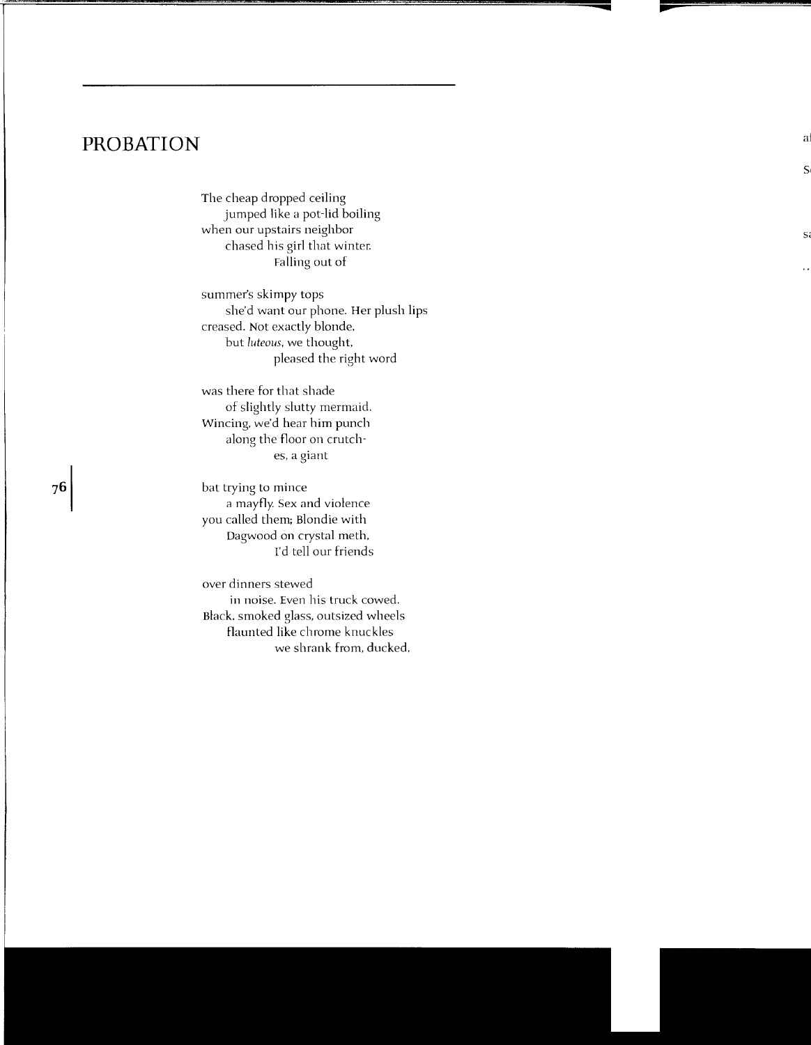# PROBATION

The cheap dropped ceiling
  jumped like a pot-lid boiling
when our upstairs neighbor
  chased his girl that winter.
      Falling out of

summer's skimpy tops
  she'd want our phone. Her plush lips
creased. Not exactly blonde,
  but *luteous*, we thought,
      pleased the right word

was there for that shade
  of slightly slutty mermaid.
Wincing, we'd hear him punch
  along the floor on crutch-
      es, a giant

bat trying to mince
  a mayfly. Sex and violence
you called them; Blondie with
  Dagwood on crystal meth,
      I'd tell our friends

over dinners stewed
  in noise. Even his truck cowed.
Black, smoked glass, outsized wheels
  flaunted like chrome knuckles
      we shrank from, ducked,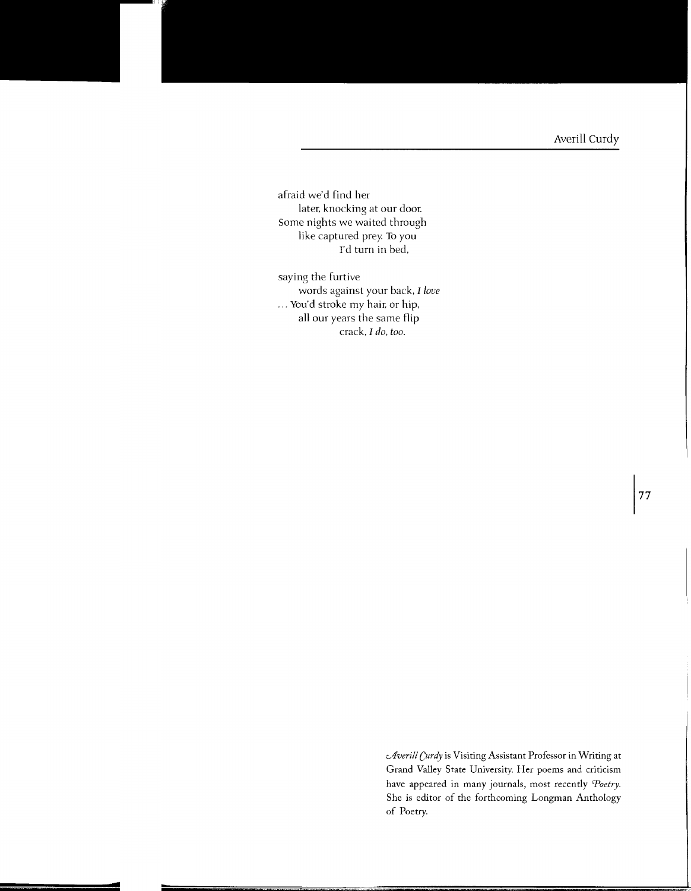afraid we'd find her
    later, knocking at our door.
Some nights we waited through
    like captured prey. To you
        I'd turn in bed,

saying the furtive
    words against your back, *I love*
... You'd stroke my hair, or hip,
    all our years the same flip
        crack, *I do, too.*

*Averill Curdy* is Visiting Assistant Professor in Writing at Grand Valley State University. Her poems and criticism have appeared in many journals, most recently *Poetry*. She is editor of the forthcoming Longman Anthology of Poetry.